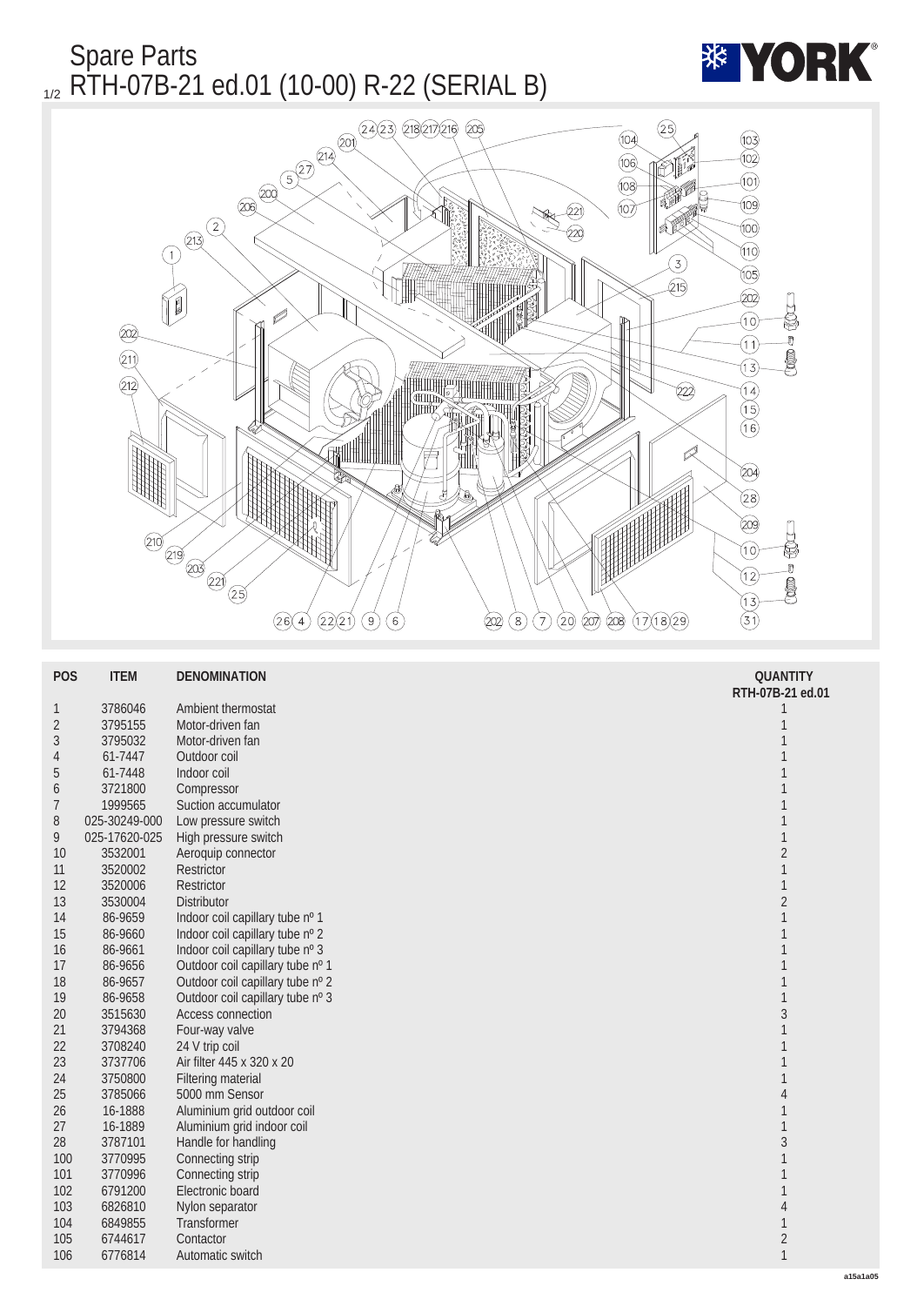# Spare Parts

## RTH-07B-21 ed.01 (10-00) R-22 (SERIAL B)

| POS | ITEM | DENOMINATION | QUANTITY RTH-07B-21 ed.01 |
|---|---|---|---|
| 1 | 3786046 | Ambient thermostat | 1 |
| 2 | 3795155 | Motor-driven fan | 1 |
| 3 | 3795032 | Motor-driven fan | 1 |
| 4 | 61-7447 | Outdoor coil | 1 |
| 5 | 61-7448 | Indoor coil | 1 |
| 6 | 3721800 | Compressor | 1 |
| 7 | 1999565 | Suction accumulator | 1 |
| 8 | 025-30249-000 | Low pressure switch | 1 |
| 9 | 025-17620-025 | High pressure switch | 1 |
| 10 | 3532001 | Aeroquip connector | 2 |
| 11 | 3520002 | Restrictor | 1 |
| 12 | 3520006 | Restrictor | 1 |
| 13 | 3530004 | Distributor | 2 |
| 14 | 86-9659 | Indoor coil capillary tube nº 1 | 1 |
| 15 | 86-9660 | Indoor coil capillary tube nº 2 | 1 |
| 16 | 86-9661 | Indoor coil capillary tube nº 3 | 1 |
| 17 | 86-9656 | Outdoor coil capillary tube nº 1 | 1 |
| 18 | 86-9657 | Outdoor coil capillary tube nº 2 | 1 |
| 19 | 86-9658 | Outdoor coil capillary tube nº 3 | 1 |
| 20 | 3515630 | Access connection | 3 |
| 21 | 3794368 | Four-way valve | 1 |
| 22 | 3708240 | 24 V trip coil | 1 |
| 23 | 3737706 | Air filter 445 x 320 x 20 | 1 |
| 24 | 3750800 | Filtering material | 1 |
| 25 | 3785066 | 5000 mm Sensor | 4 |
| 26 | 16-1888 | Aluminium grid outdoor coil | 1 |
| 27 | 16-1889 | Aluminium grid indoor coil | 1 |
| 28 | 3787101 | Handle for handling | 3 |
| 100 | 3770995 | Connecting strip | 1 |
| 101 | 3770996 | Connecting strip | 1 |
| 102 | 6791200 | Electronic board | 1 |
| 103 | 6826810 | Nylon separator | 4 |
| 104 | 6849855 | Transformer | 1 |
| 105 | 6744617 | Contactor | 2 |
| 106 | 6776814 | Automatic switch | 1 |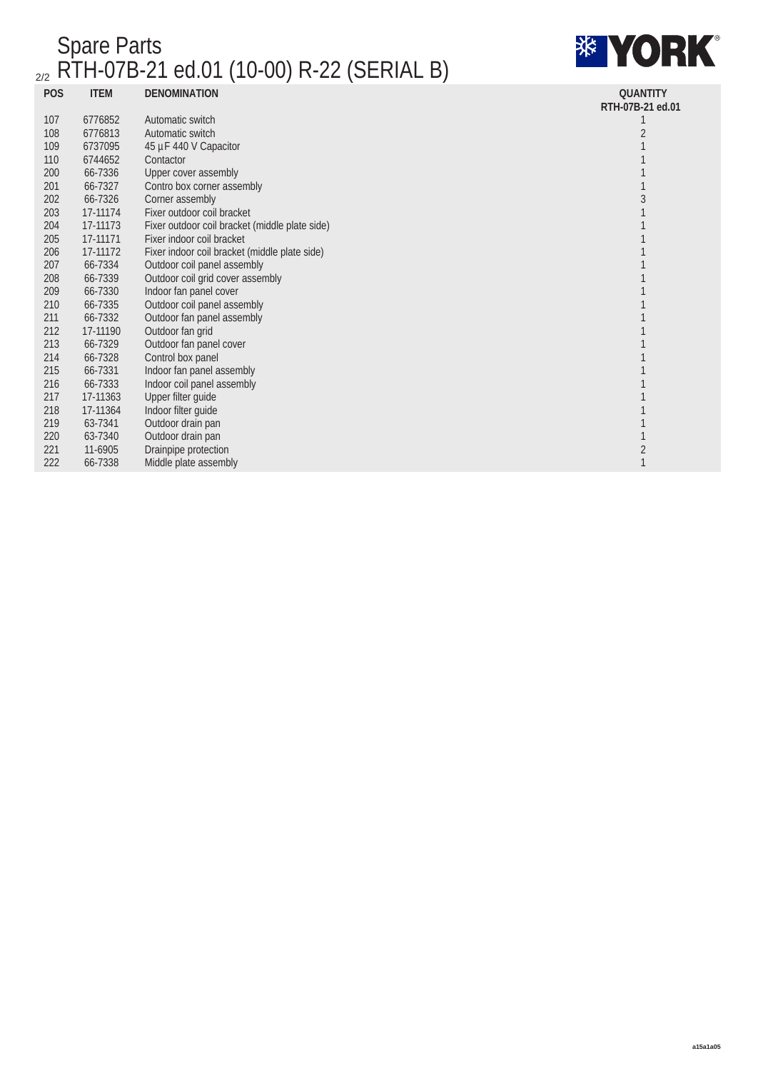# Spare Parts

## RTH-07B-21 ed.01 (10-00) R-22 (SERIAL B)

| POS | ITEM | DENOMINATION | QUANTITY RTH-07B-21 ed.01 |
|---|---|---|---|
| 107 | 6776852 | Automatic switch | 1 |
| 108 | 6776813 | Automatic switch | 2 |
| 109 | 6737095 | 45 µF 440 V Capacitor | 1 |
| 110 | 6744652 | Contactor | 1 |
| 200 | 66-7336 | Upper cover assembly | 1 |
| 201 | 66-7327 | Contro box corner assembly | 1 |
| 202 | 66-7326 | Corner assembly | 3 |
| 203 | 17-11174 | Fixer outdoor coil bracket | 1 |
| 204 | 17-11173 | Fixer outdoor coil bracket (middle plate side) | 1 |
| 205 | 17-11171 | Fixer indoor coil bracket | 1 |
| 206 | 17-11172 | Fixer indoor coil bracket (middle plate side) | 1 |
| 207 | 66-7334 | Outdoor coil panel assembly | 1 |
| 208 | 66-7339 | Outdoor coil grid cover assembly | 1 |
| 209 | 66-7330 | Indoor fan panel cover | 1 |
| 210 | 66-7335 | Outdoor coil panel assembly | 1 |
| 211 | 66-7332 | Outdoor fan panel assembly | 1 |
| 212 | 17-11190 | Outdoor fan grid | 1 |
| 213 | 66-7329 | Outdoor fan panel cover | 1 |
| 214 | 66-7328 | Control box panel | 1 |
| 215 | 66-7331 | Indoor fan panel assembly | 1 |
| 216 | 66-7333 | Indoor coil panel assembly | 1 |
| 217 | 17-11363 | Upper filter guide | 1 |
| 218 | 17-11364 | Indoor filter guide | 1 |
| 219 | 63-7341 | Outdoor drain pan | 1 |
| 220 | 63-7340 | Outdoor drain pan | 1 |
| 221 | 11-6905 | Drainpipe protection | 2 |
| 222 | 66-7338 | Middle plate assembly | 1 |

a15a1a05